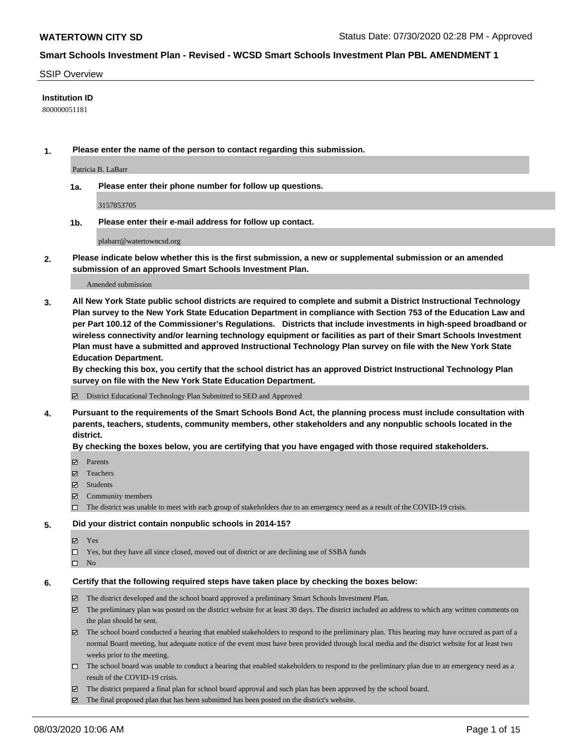**WATERTOWN CITY SD** Status Date: 07/30/2020 02:28 PM - Approved

## Smart Schools Investment Plan - Revised - WCSD Smart Schools Investment Plan PBL AMENDMENT 1

SSIP Overview

**Institution ID**

800000051181

**1. Please enter the name of the person to contact regarding this submission.**

Patricia B. LaBarr

**1a. Please enter their phone number for follow up questions.**

3157853705

**1b. Please enter their e-mail address for follow up contact.**

plabarr@watertowncsd.org

**2. Please indicate below whether this is the first submission, a new or supplemental submission or an amended submission of an approved Smart Schools Investment Plan.**

Amended submission

**3. All New York State public school districts are required to complete and submit a District Instructional Technology Plan survey to the New York State Education Department in compliance with Section 753 of the Education Law and per Part 100.12 of the Commissioner's Regulations. Districts that include investments in high-speed broadband or wireless connectivity and/or learning technology equipment or facilities as part of their Smart Schools Investment Plan must have a submitted and approved Instructional Technology Plan survey on file with the New York State Education Department.**
**By checking this box, you certify that the school district has an approved District Instructional Technology Plan survey on file with the New York State Education Department.**

☑ District Educational Technology Plan Submitted to SED and Approved

**4. Pursuant to the requirements of the Smart Schools Bond Act, the planning process must include consultation with parents, teachers, students, community members, other stakeholders and any nonpublic schools located in the district.**
**By checking the boxes below, you are certifying that you have engaged with those required stakeholders.**

☑ Parents
☑ Teachers
☑ Students
☑ Community members
☐ The district was unable to meet with each group of stakeholders due to an emergency need as a result of the COVID-19 crisis.

**5. Did your district contain nonpublic schools in 2014-15?**

☑ Yes
☐ Yes, but they have all since closed, moved out of district or are declining use of SSBA funds
☐ No

**6. Certify that the following required steps have taken place by checking the boxes below:**

☑ The district developed and the school board approved a preliminary Smart Schools Investment Plan.
☑ The preliminary plan was posted on the district website for at least 30 days. The district included an address to which any written comments on the plan should be sent.
☑ The school board conducted a hearing that enabled stakeholders to respond to the preliminary plan. This hearing may have occured as part of a normal Board meeting, but adequate notice of the event must have been provided through local media and the district website for at least two weeks prior to the meeting.
☐ The school board was unable to conduct a hearing that enabled stakeholders to respond to the preliminary plan due to an emergency need as a result of the COVID-19 crisis.
☑ The district prepared a final plan for school board approval and such plan has been approved by the school board.
☑ The final proposed plan that has been submitted has been posted on the district's website.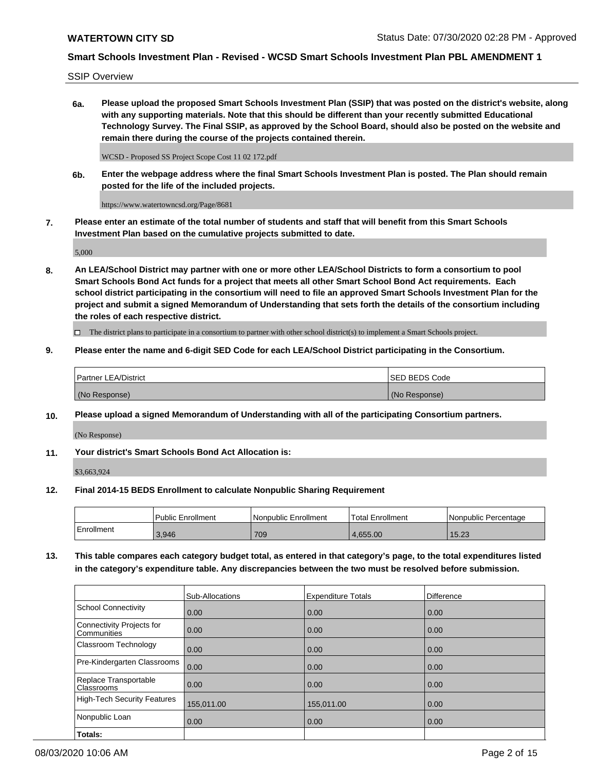SSIP Overview

**6a. Please upload the proposed Smart Schools Investment Plan (SSIP) that was posted on the district's website, along with any supporting materials. Note that this should be different than your recently submitted Educational Technology Survey. The Final SSIP, as approved by the School Board, should also be posted on the website and remain there during the course of the projects contained therein.**

WCSD - Proposed SS Project Scope Cost 11 02 172.pdf

**6b. Enter the webpage address where the final Smart Schools Investment Plan is posted. The Plan should remain posted for the life of the included projects.**

https://www.watertowncsd.org/Page/8681

**7. Please enter an estimate of the total number of students and staff that will benefit from this Smart Schools Investment Plan based on the cumulative projects submitted to date.**

5,000

**8. An LEA/School District may partner with one or more other LEA/School Districts to form a consortium to pool Smart Schools Bond Act funds for a project that meets all other Smart School Bond Act requirements. Each school district participating in the consortium will need to file an approved Smart Schools Investment Plan for the project and submit a signed Memorandum of Understanding that sets forth the details of the consortium including the roles of each respective district.**

☐ The district plans to participate in a consortium to partner with other school district(s) to implement a Smart Schools project.

**9. Please enter the name and 6-digit SED Code for each LEA/School District participating in the Consortium.**

| Partner LEA/District | SED BEDS Code |
|---|---|
| (No Response) | (No Response) |

**10. Please upload a signed Memorandum of Understanding with all of the participating Consortium partners.**

(No Response)

**11. Your district's Smart Schools Bond Act Allocation is:**

$3,663,924

**12. Final 2014-15 BEDS Enrollment to calculate Nonpublic Sharing Requirement**

| | Public Enrollment | Nonpublic Enrollment | Total Enrollment | Nonpublic Percentage |
|---|---|---|---|---|
| Enrollment | 3,946 | 709 | 4,655.00 | 15.23 |

**13. This table compares each category budget total, as entered in that category's page, to the total expenditures listed in the category's expenditure table. Any discrepancies between the two must be resolved before submission.**

| | Sub-Allocations | Expenditure Totals | Difference |
|---|---|---|---|
| School Connectivity | 0.00 | 0.00 | 0.00 |
| Connectivity Projects for Communities | 0.00 | 0.00 | 0.00 |
| Classroom Technology | 0.00 | 0.00 | 0.00 |
| Pre-Kindergarten Classrooms | 0.00 | 0.00 | 0.00 |
| Replace Transportable Classrooms | 0.00 | 0.00 | 0.00 |
| High-Tech Security Features | 155,011.00 | 155,011.00 | 0.00 |
| Nonpublic Loan | 0.00 | 0.00 | 0.00 |
| **Totals:** | | | |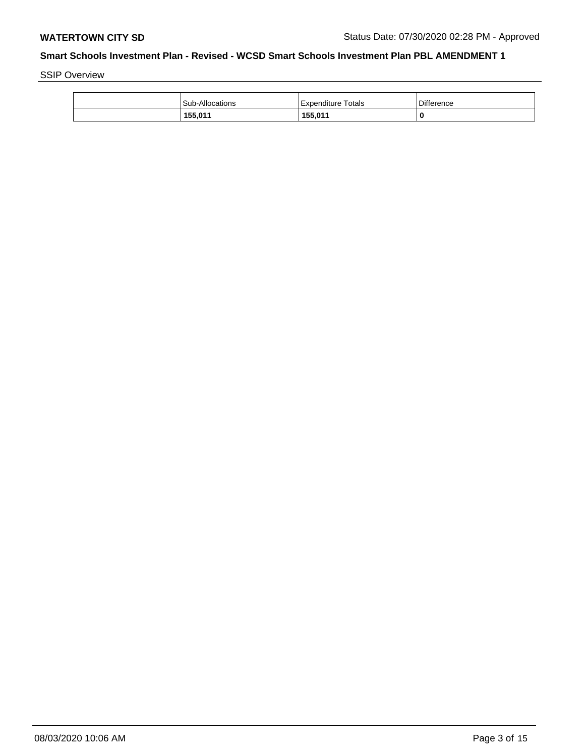## Smart Schools Investment Plan - Revised - WCSD Smart Schools Investment Plan PBL AMENDMENT 1

SSIP Overview

| | Sub-Allocations | Expenditure Totals | Difference |
|---|---|---|---|
| | **155,011** | **155,011** | **0** |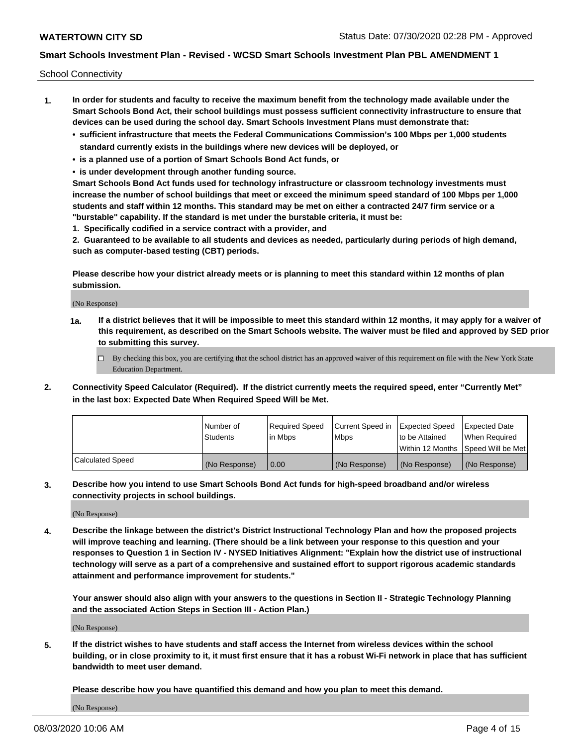School Connectivity

1. **In order for students and faculty to receive the maximum benefit from the technology made available under the Smart Schools Bond Act, their school buildings must possess sufficient connectivity infrastructure to ensure that devices can be used during the school day. Smart Schools Investment Plans must demonstrate that:**
   - **sufficient infrastructure that meets the Federal Communications Commission's 100 Mbps per 1,000 students standard currently exists in the buildings where new devices will be deployed, or**
   - **is a planned use of a portion of Smart Schools Bond Act funds, or**
   - **is under development through another funding source.**

   **Smart Schools Bond Act funds used for technology infrastructure or classroom technology investments must increase the number of school buildings that meet or exceed the minimum speed standard of 100 Mbps per 1,000 students and staff within 12 months. This standard may be met on either a contracted 24/7 firm service or a "burstable" capability. If the standard is met under the burstable criteria, it must be:**

   **1. Specifically codified in a service contract with a provider, and**

   **2. Guaranteed to be available to all students and devices as needed, particularly during periods of high demand, such as computer-based testing (CBT) periods.**

   **Please describe how your district already meets or is planning to meet this standard within 12 months of plan submission.**

   (No Response)

   **1a. If a district believes that it will be impossible to meet this standard within 12 months, it may apply for a waiver of this requirement, as described on the Smart Schools website. The waiver must be filed and approved by SED prior to submitting this survey.**

   ☐ By checking this box, you are certifying that the school district has an approved waiver of this requirement on file with the New York State Education Department.

2. **Connectivity Speed Calculator (Required). If the district currently meets the required speed, enter "Currently Met" in the last box: Expected Date When Required Speed Will be Met.**

| | Number of Students | Required Speed in Mbps | Current Speed in Mbps | Expected Speed to be Attained Within 12 Months | Expected Date When Required Speed Will be Met |
|---|---|---|---|---|---|
| Calculated Speed | (No Response) | 0.00 | (No Response) | (No Response) | (No Response) |

3. **Describe how you intend to use Smart Schools Bond Act funds for high-speed broadband and/or wireless connectivity projects in school buildings.**

   (No Response)

4. **Describe the linkage between the district's District Instructional Technology Plan and how the proposed projects will improve teaching and learning. (There should be a link between your response to this question and your responses to Question 1 in Section IV - NYSED Initiatives Alignment: "Explain how the district use of instructional technology will serve as a part of a comprehensive and sustained effort to support rigorous academic standards attainment and performance improvement for students."**

   **Your answer should also align with your answers to the questions in Section II - Strategic Technology Planning and the associated Action Steps in Section III - Action Plan.)**

   (No Response)

5. **If the district wishes to have students and staff access the Internet from wireless devices within the school building, or in close proximity to it, it must first ensure that it has a robust Wi-Fi network in place that has sufficient bandwidth to meet user demand.**

   **Please describe how you have quantified this demand and how you plan to meet this demand.**

   (No Response)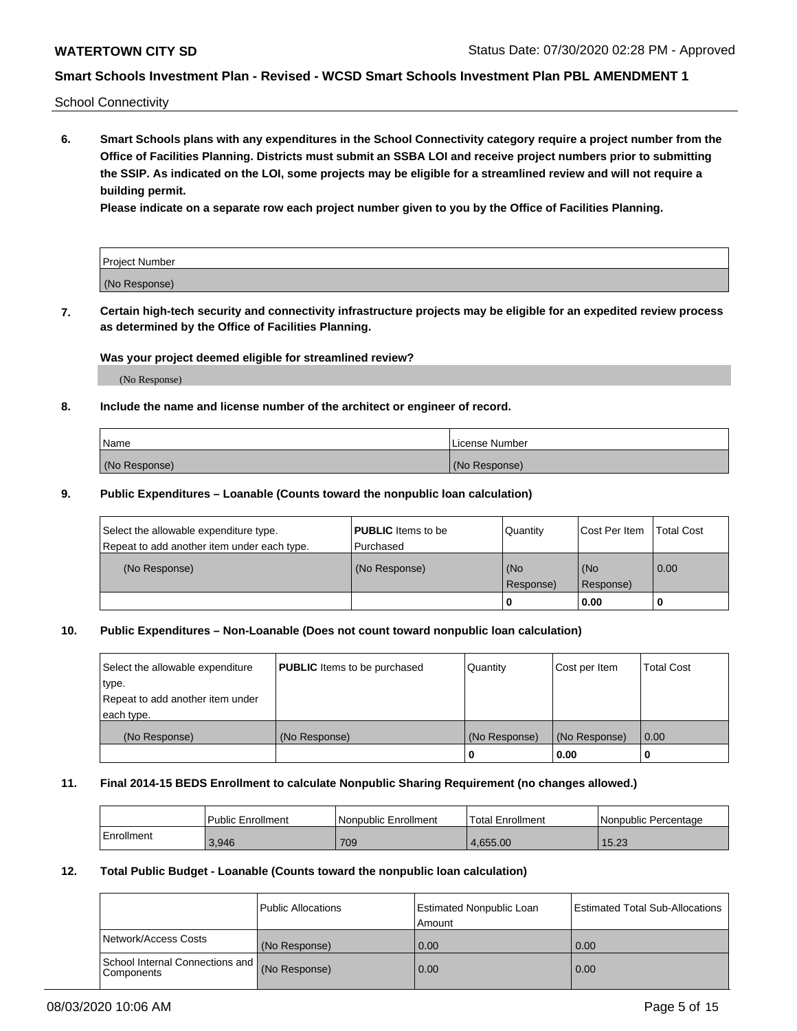School Connectivity

**6. Smart Schools plans with any expenditures in the School Connectivity category require a project number from the Office of Facilities Planning. Districts must submit an SSBA LOI and receive project numbers prior to submitting the SSIP. As indicated on the LOI, some projects may be eligible for a streamlined review and will not require a building permit.**

**Please indicate on a separate row each project number given to you by the Office of Facilities Planning.**

| Project Number |
| --- |
| (No Response) |

**7. Certain high-tech security and connectivity infrastructure projects may be eligible for an expedited review process as determined by the Office of Facilities Planning.**

**Was your project deemed eligible for streamlined review?**

(No Response)

**8. Include the name and license number of the architect or engineer of record.**

| Name | License Number |
| --- | --- |
| (No Response) | (No Response) |

**9. Public Expenditures – Loanable (Counts toward the nonpublic loan calculation)**

| Select the allowable expenditure type. Repeat to add another item under each type. | **PUBLIC** Items to be Purchased | Quantity | Cost Per Item | Total Cost |
| --- | --- | --- | --- | --- |
| (No Response) | (No Response) | (No Response) | (No Response) | 0.00 |
| | | 0 | 0.00 | 0 |

**10. Public Expenditures – Non-Loanable (Does not count toward nonpublic loan calculation)**

| Select the allowable expenditure type. Repeat to add another item under each type. | **PUBLIC** Items to be purchased | Quantity | Cost per Item | Total Cost |
| --- | --- | --- | --- | --- |
| (No Response) | (No Response) | (No Response) | (No Response) | 0.00 |
| | | 0 | 0.00 | 0 |

**11. Final 2014-15 BEDS Enrollment to calculate Nonpublic Sharing Requirement (no changes allowed.)**

| | Public Enrollment | Nonpublic Enrollment | Total Enrollment | Nonpublic Percentage |
| --- | --- | --- | --- | --- |
| Enrollment | 3,946 | 709 | 4,655.00 | 15.23 |

**12. Total Public Budget - Loanable (Counts toward the nonpublic loan calculation)**

| | Public Allocations | Estimated Nonpublic Loan Amount | Estimated Total Sub-Allocations |
| --- | --- | --- | --- |
| Network/Access Costs | (No Response) | 0.00 | 0.00 |
| School Internal Connections and Components | (No Response) | 0.00 | 0.00 |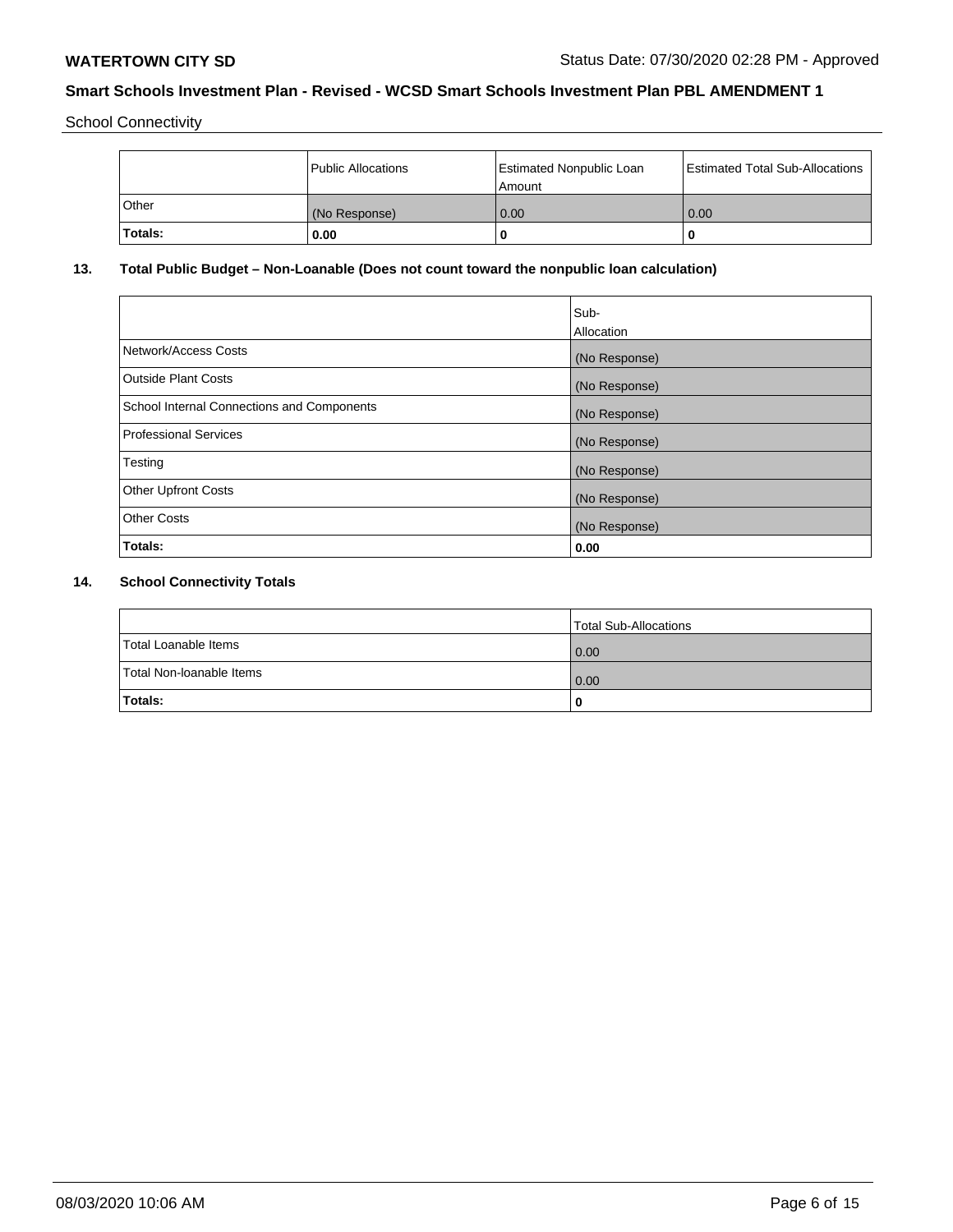School Connectivity

| | Public Allocations | Estimated Nonpublic Loan Amount | Estimated Total Sub-Allocations |
|---|---|---|---|
| Other | (No Response) | 0.00 | 0.00 |
| **Totals:** | **0.00** | **0** | **0** |

**13. Total Public Budget – Non-Loanable (Does not count toward the nonpublic loan calculation)**

| | Sub-Allocation |
|---|---|
| Network/Access Costs | (No Response) |
| Outside Plant Costs | (No Response) |
| School Internal Connections and Components | (No Response) |
| Professional Services | (No Response) |
| Testing | (No Response) |
| Other Upfront Costs | (No Response) |
| Other Costs | (No Response) |
| **Totals:** | **0.00** |

**14. School Connectivity Totals**

| | Total Sub-Allocations |
|---|---|
| Total Loanable Items | 0.00 |
| Total Non-loanable Items | 0.00 |
| **Totals:** | **0** |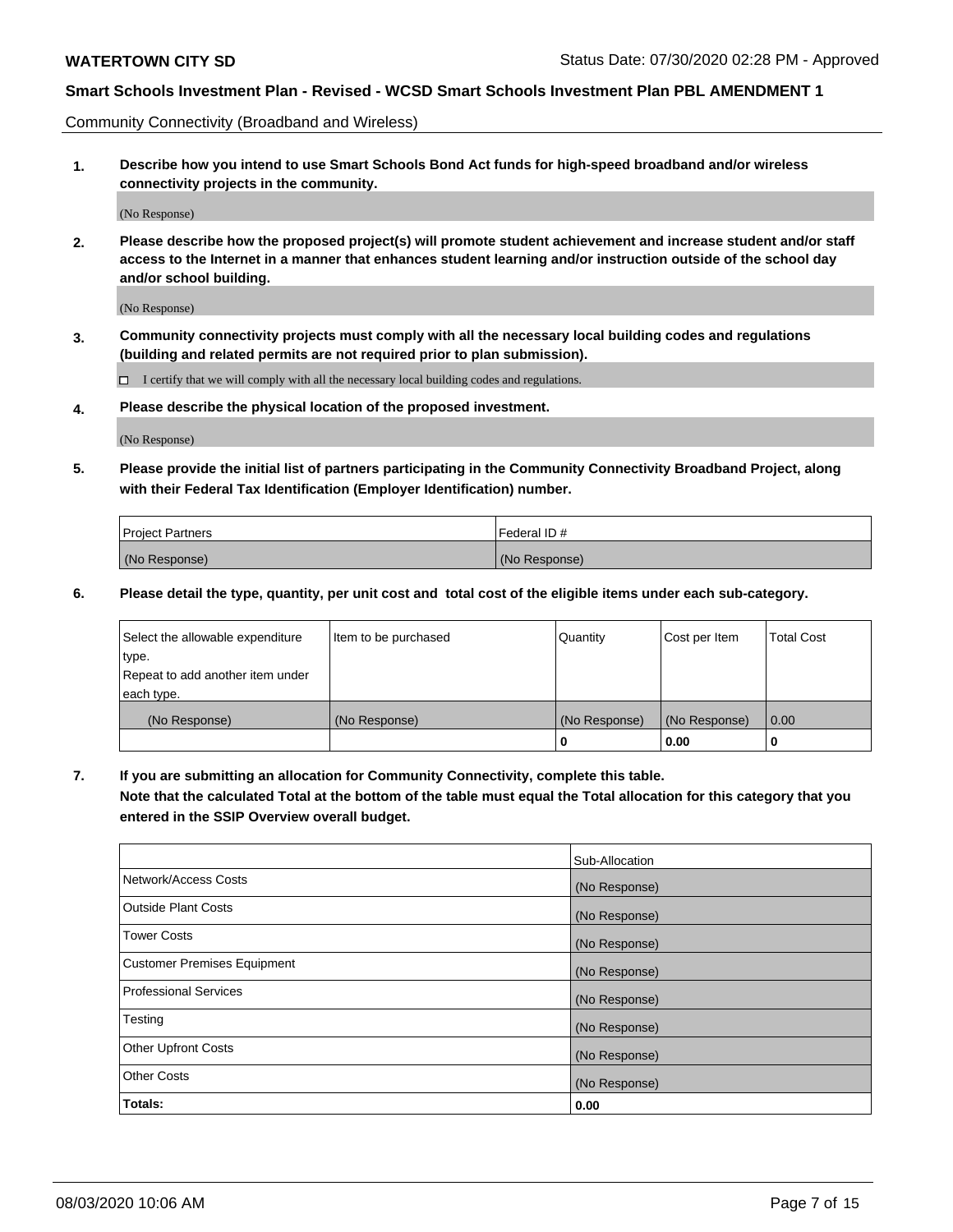Community Connectivity (Broadband and Wireless)

**1. Describe how you intend to use Smart Schools Bond Act funds for high-speed broadband and/or wireless connectivity projects in the community.**

(No Response)

**2. Please describe how the proposed project(s) will promote student achievement and increase student and/or staff access to the Internet in a manner that enhances student learning and/or instruction outside of the school day and/or school building.**

(No Response)

**3. Community connectivity projects must comply with all the necessary local building codes and regulations (building and related permits are not required prior to plan submission).**

☐ I certify that we will comply with all the necessary local building codes and regulations.

**4. Please describe the physical location of the proposed investment.**

(No Response)

**5. Please provide the initial list of partners participating in the Community Connectivity Broadband Project, along with their Federal Tax Identification (Employer Identification) number.**

| Project Partners | Federal ID # |
|---|---|
| (No Response) | (No Response) |

**6. Please detail the type, quantity, per unit cost and total cost of the eligible items under each sub-category.**

| Select the allowable expenditure type. Repeat to add another item under each type. | Item to be purchased | Quantity | Cost per Item | Total Cost |
|---|---|---|---|---|
| (No Response) | (No Response) | (No Response) | (No Response) | 0.00 |
| | | 0 | 0.00 | 0 |

**7. If you are submitting an allocation for Community Connectivity, complete this table. Note that the calculated Total at the bottom of the table must equal the Total allocation for this category that you entered in the SSIP Overview overall budget.**

| | Sub-Allocation |
|---|---|
| Network/Access Costs | (No Response) |
| Outside Plant Costs | (No Response) |
| Tower Costs | (No Response) |
| Customer Premises Equipment | (No Response) |
| Professional Services | (No Response) |
| Testing | (No Response) |
| Other Upfront Costs | (No Response) |
| Other Costs | (No Response) |
| **Totals:** | **0.00** |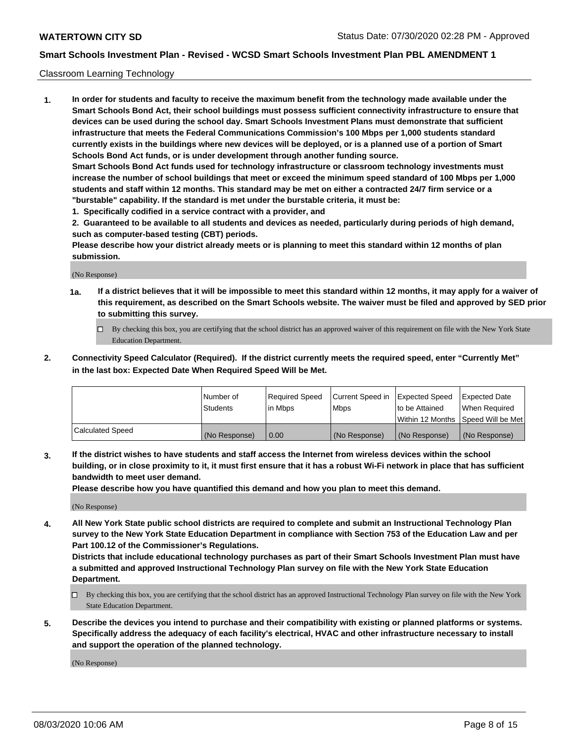Classroom Learning Technology

1. **In order for students and faculty to receive the maximum benefit from the technology made available under the Smart Schools Bond Act, their school buildings must possess sufficient connectivity infrastructure to ensure that devices can be used during the school day. Smart Schools Investment Plans must demonstrate that sufficient infrastructure that meets the Federal Communications Commission's 100 Mbps per 1,000 students standard currently exists in the buildings where new devices will be deployed, or is a planned use of a portion of Smart Schools Bond Act funds, or is under development through another funding source.**
   **Smart Schools Bond Act funds used for technology infrastructure or classroom technology investments must increase the number of school buildings that meet or exceed the minimum speed standard of 100 Mbps per 1,000 students and staff within 12 months. This standard may be met on either a contracted 24/7 firm service or a "burstable" capability. If the standard is met under the burstable criteria, it must be:**
   **1. Specifically codified in a service contract with a provider, and**
   **2. Guaranteed to be available to all students and devices as needed, particularly during periods of high demand, such as computer-based testing (CBT) periods.**
   **Please describe how your district already meets or is planning to meet this standard within 12 months of plan submission.**

   (No Response)

   **1a. If a district believes that it will be impossible to meet this standard within 12 months, it may apply for a waiver of this requirement, as described on the Smart Schools website. The waiver must be filed and approved by SED prior to submitting this survey.**

   ☐ By checking this box, you are certifying that the school district has an approved waiver of this requirement on file with the New York State Education Department.

2. **Connectivity Speed Calculator (Required). If the district currently meets the required speed, enter "Currently Met" in the last box: Expected Date When Required Speed Will be Met.**

| | Number of Students | Required Speed in Mbps | Current Speed in Mbps | Expected Speed to be Attained Within 12 Months | Expected Date When Required Speed Will be Met |
|---|---|---|---|---|---|
| Calculated Speed | (No Response) | 0.00 | (No Response) | (No Response) | (No Response) |

3. **If the district wishes to have students and staff access the Internet from wireless devices within the school building, or in close proximity to it, it must first ensure that it has a robust Wi-Fi network in place that has sufficient bandwidth to meet user demand.**
   **Please describe how you have quantified this demand and how you plan to meet this demand.**

   (No Response)

4. **All New York State public school districts are required to complete and submit an Instructional Technology Plan survey to the New York State Education Department in compliance with Section 753 of the Education Law and per Part 100.12 of the Commissioner's Regulations.**
   **Districts that include educational technology purchases as part of their Smart Schools Investment Plan must have a submitted and approved Instructional Technology Plan survey on file with the New York State Education Department.**

   ☐ By checking this box, you are certifying that the school district has an approved Instructional Technology Plan survey on file with the New York State Education Department.

5. **Describe the devices you intend to purchase and their compatibility with existing or planned platforms or systems. Specifically address the adequacy of each facility's electrical, HVAC and other infrastructure necessary to install and support the operation of the planned technology.**

   (No Response)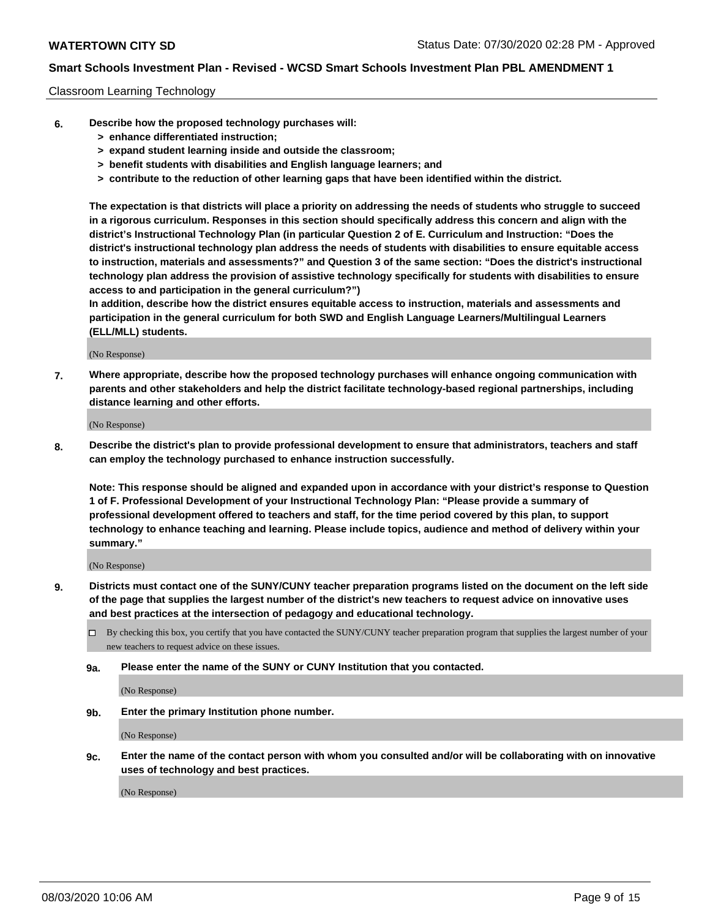Classroom Learning Technology

**6. Describe how the proposed technology purchases will:**

- **> enhance differentiated instruction;**
- **> expand student learning inside and outside the classroom;**
- **> benefit students with disabilities and English language learners; and**
- **> contribute to the reduction of other learning gaps that have been identified within the district.**

**The expectation is that districts will place a priority on addressing the needs of students who struggle to succeed in a rigorous curriculum. Responses in this section should specifically address this concern and align with the district's Instructional Technology Plan (in particular Question 2 of E. Curriculum and Instruction: "Does the district's instructional technology plan address the needs of students with disabilities to ensure equitable access to instruction, materials and assessments?" and Question 3 of the same section: "Does the district's instructional technology plan address the provision of assistive technology specifically for students with disabilities to ensure access to and participation in the general curriculum?")**

**In addition, describe how the district ensures equitable access to instruction, materials and assessments and participation in the general curriculum for both SWD and English Language Learners/Multilingual Learners (ELL/MLL) students.**

(No Response)

**7. Where appropriate, describe how the proposed technology purchases will enhance ongoing communication with parents and other stakeholders and help the district facilitate technology-based regional partnerships, including distance learning and other efforts.**

(No Response)

**8. Describe the district's plan to provide professional development to ensure that administrators, teachers and staff can employ the technology purchased to enhance instruction successfully.**

**Note: This response should be aligned and expanded upon in accordance with your district's response to Question 1 of F. Professional Development of your Instructional Technology Plan: "Please provide a summary of professional development offered to teachers and staff, for the time period covered by this plan, to support technology to enhance teaching and learning. Please include topics, audience and method of delivery within your summary."**

(No Response)

**9. Districts must contact one of the SUNY/CUNY teacher preparation programs listed on the document on the left side of the page that supplies the largest number of the district's new teachers to request advice on innovative uses and best practices at the intersection of pedagogy and educational technology.**

☐ By checking this box, you certify that you have contacted the SUNY/CUNY teacher preparation program that supplies the largest number of your new teachers to request advice on these issues.

**9a. Please enter the name of the SUNY or CUNY Institution that you contacted.**

(No Response)

**9b. Enter the primary Institution phone number.**

(No Response)

**9c. Enter the name of the contact person with whom you consulted and/or will be collaborating with on innovative uses of technology and best practices.**

(No Response)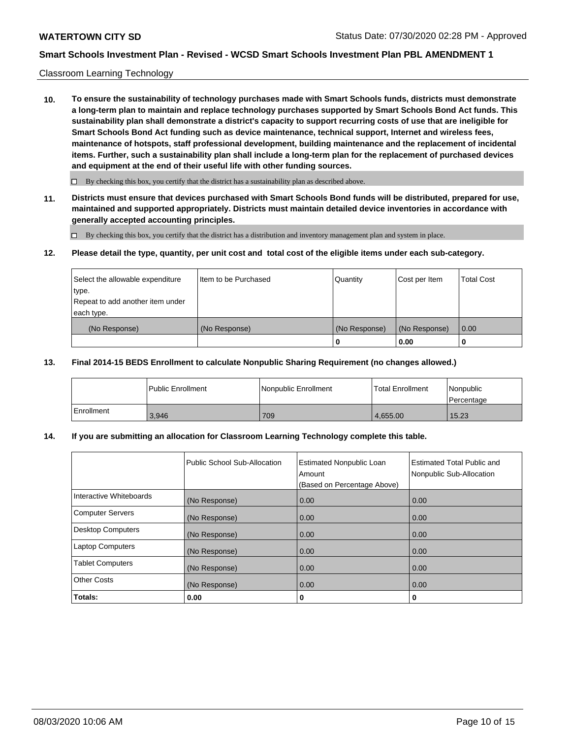Classroom Learning Technology

**10. To ensure the sustainability of technology purchases made with Smart Schools funds, districts must demonstrate a long-term plan to maintain and replace technology purchases supported by Smart Schools Bond Act funds. This sustainability plan shall demonstrate a district's capacity to support recurring costs of use that are ineligible for Smart Schools Bond Act funding such as device maintenance, technical support, Internet and wireless fees, maintenance of hotspots, staff professional development, building maintenance and the replacement of incidental items. Further, such a sustainability plan shall include a long-term plan for the replacement of purchased devices and equipment at the end of their useful life with other funding sources.**

☐ By checking this box, you certify that the district has a sustainability plan as described above.

**11. Districts must ensure that devices purchased with Smart Schools Bond funds will be distributed, prepared for use, maintained and supported appropriately. Districts must maintain detailed device inventories in accordance with generally accepted accounting principles.**

☐ By checking this box, you certify that the district has a distribution and inventory management plan and system in place.

**12. Please detail the type, quantity, per unit cost and total cost of the eligible items under each sub-category.**

| Select the allowable expenditure type. Repeat to add another item under each type. | Item to be Purchased | Quantity | Cost per Item | Total Cost |
|---|---|---|---|---|
| (No Response) | (No Response) | (No Response) | (No Response) | 0.00 |
| | | **0** | **0.00** | **0** |

**13. Final 2014-15 BEDS Enrollment to calculate Nonpublic Sharing Requirement (no changes allowed.)**

| | Public Enrollment | Nonpublic Enrollment | Total Enrollment | Nonpublic Percentage |
|---|---|---|---|---|
| Enrollment | 3,946 | 709 | 4,655.00 | 15.23 |

**14. If you are submitting an allocation for Classroom Learning Technology complete this table.**

| | Public School Sub-Allocation | Estimated Nonpublic Loan Amount (Based on Percentage Above) | Estimated Total Public and Nonpublic Sub-Allocation |
|---|---|---|---|
| Interactive Whiteboards | (No Response) | 0.00 | 0.00 |
| Computer Servers | (No Response) | 0.00 | 0.00 |
| Desktop Computers | (No Response) | 0.00 | 0.00 |
| Laptop Computers | (No Response) | 0.00 | 0.00 |
| Tablet Computers | (No Response) | 0.00 | 0.00 |
| Other Costs | (No Response) | 0.00 | 0.00 |
| **Totals:** | **0.00** | **0** | **0** |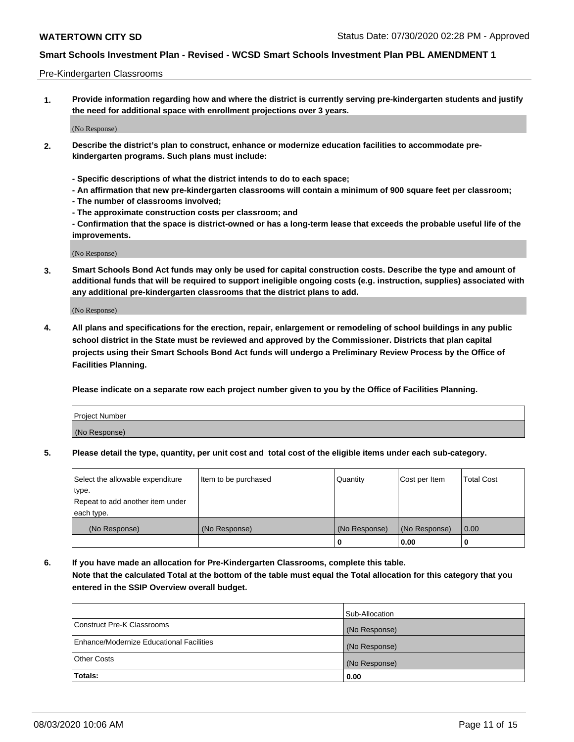Pre-Kindergarten Classrooms

**1. Provide information regarding how and where the district is currently serving pre-kindergarten students and justify the need for additional space with enrollment projections over 3 years.**

(No Response)

**2. Describe the district's plan to construct, enhance or modernize education facilities to accommodate pre-kindergarten programs. Such plans must include:**

**- Specific descriptions of what the district intends to do to each space;**
**- An affirmation that new pre-kindergarten classrooms will contain a minimum of 900 square feet per classroom;**
**- The number of classrooms involved;**
**- The approximate construction costs per classroom; and**
**- Confirmation that the space is district-owned or has a long-term lease that exceeds the probable useful life of the improvements.**

(No Response)

**3. Smart Schools Bond Act funds may only be used for capital construction costs. Describe the type and amount of additional funds that will be required to support ineligible ongoing costs (e.g. instruction, supplies) associated with any additional pre-kindergarten classrooms that the district plans to add.**

(No Response)

**4. All plans and specifications for the erection, repair, enlargement or remodeling of school buildings in any public school district in the State must be reviewed and approved by the Commissioner. Districts that plan capital projects using their Smart Schools Bond Act funds will undergo a Preliminary Review Process by the Office of Facilities Planning.**

**Please indicate on a separate row each project number given to you by the Office of Facilities Planning.**

| Project Number |
|---|
| (No Response) |

**5. Please detail the type, quantity, per unit cost and total cost of the eligible items under each sub-category.**

| Select the allowable expenditure type. Repeat to add another item under each type. | Item to be purchased | Quantity | Cost per Item | Total Cost |
|---|---|---|---|---|
| (No Response) | (No Response) | (No Response) | (No Response) | 0.00 |
| | | 0 | 0.00 | 0 |

**6. If you have made an allocation for Pre-Kindergarten Classrooms, complete this table.**
**Note that the calculated Total at the bottom of the table must equal the Total allocation for this category that you entered in the SSIP Overview overall budget.**

| | Sub-Allocation |
|---|---|
| Construct Pre-K Classrooms | (No Response) |
| Enhance/Modernize Educational Facilities | (No Response) |
| Other Costs | (No Response) |
| **Totals:** | **0.00** |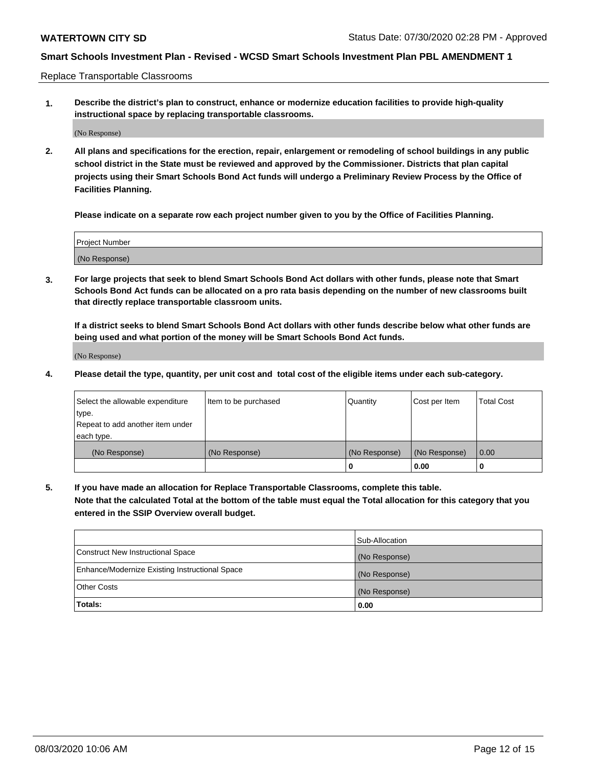Replace Transportable Classrooms

**1. Describe the district's plan to construct, enhance or modernize education facilities to provide high-quality instructional space by replacing transportable classrooms.**

(No Response)

**2. All plans and specifications for the erection, repair, enlargement or remodeling of school buildings in any public school district in the State must be reviewed and approved by the Commissioner. Districts that plan capital projects using their Smart Schools Bond Act funds will undergo a Preliminary Review Process by the Office of Facilities Planning.**

**Please indicate on a separate row each project number given to you by the Office of Facilities Planning.**

| Project Number |
| --- |
| (No Response) |

**3. For large projects that seek to blend Smart Schools Bond Act dollars with other funds, please note that Smart Schools Bond Act funds can be allocated on a pro rata basis depending on the number of new classrooms built that directly replace transportable classroom units.**

**If a district seeks to blend Smart Schools Bond Act dollars with other funds describe below what other funds are being used and what portion of the money will be Smart Schools Bond Act funds.**

(No Response)

**4. Please detail the type, quantity, per unit cost and total cost of the eligible items under each sub-category.**

| Select the allowable expenditure type. Repeat to add another item under each type. | Item to be purchased | Quantity | Cost per Item | Total Cost |
| --- | --- | --- | --- | --- |
| (No Response) | (No Response) | (No Response) | (No Response) | 0.00 |
| | | 0 | 0.00 | 0 |

**5. If you have made an allocation for Replace Transportable Classrooms, complete this table. Note that the calculated Total at the bottom of the table must equal the Total allocation for this category that you entered in the SSIP Overview overall budget.**

| | Sub-Allocation |
| --- | --- |
| Construct New Instructional Space | (No Response) |
| Enhance/Modernize Existing Instructional Space | (No Response) |
| Other Costs | (No Response) |
| **Totals:** | **0.00** |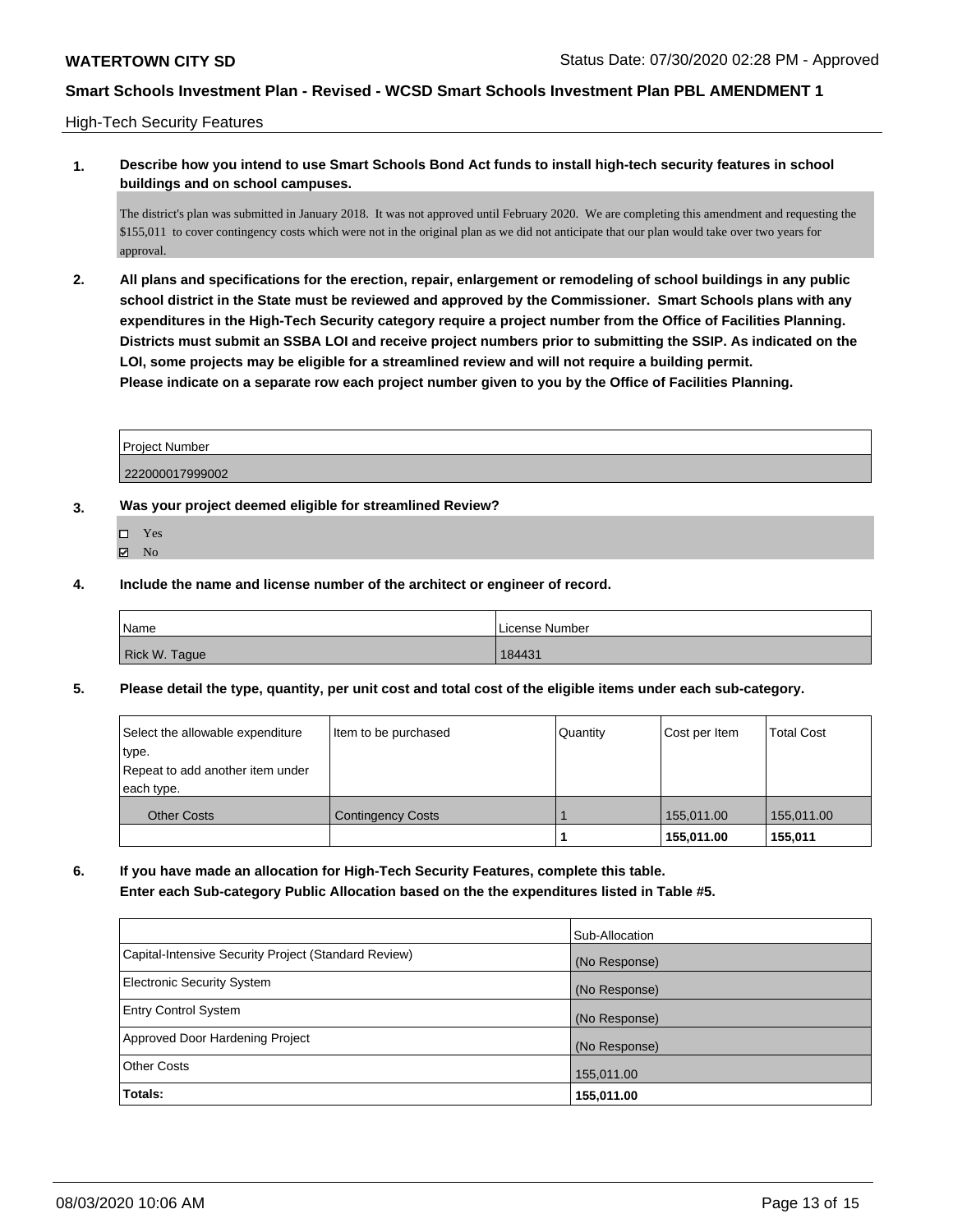High-Tech Security Features

**1. Describe how you intend to use Smart Schools Bond Act funds to install high-tech security features in school buildings and on school campuses.**

The district's plan was submitted in January 2018. It was not approved until February 2020. We are completing this amendment and requesting the $155,011 to cover contingency costs which were not in the original plan as we did not anticipate that our plan would take over two years for approval.

**2. All plans and specifications for the erection, repair, enlargement or remodeling of school buildings in any public school district in the State must be reviewed and approved by the Commissioner. Smart Schools plans with any expenditures in the High-Tech Security category require a project number from the Office of Facilities Planning. Districts must submit an SSBA LOI and receive project numbers prior to submitting the SSIP. As indicated on the LOI, some projects may be eligible for a streamlined review and will not require a building permit.**
**Please indicate on a separate row each project number given to you by the Office of Facilities Planning.**

| Project Number |
|---|
| 222000017999002 |

**3. Was your project deemed eligible for streamlined Review?**

- ☐ Yes
- ☑ No

**4. Include the name and license number of the architect or engineer of record.**

| Name | License Number |
|---|---|
| Rick W. Tague | 184431 |

**5. Please detail the type, quantity, per unit cost and total cost of the eligible items under each sub-category.**

| Select the allowable expenditure type. Repeat to add another item under each type. | Item to be purchased | Quantity | Cost per Item | Total Cost |
|---|---|---|---|---|
| Other Costs | Contingency Costs | 1 | 155,011.00 | 155,011.00 |
| | | **1** | **155,011.00** | **155,011** |

**6. If you have made an allocation for High-Tech Security Features, complete this table.**
**Enter each Sub-category Public Allocation based on the the expenditures listed in Table #5.**

| | Sub-Allocation |
|---|---|
| Capital-Intensive Security Project (Standard Review) | (No Response) |
| Electronic Security System | (No Response) |
| Entry Control System | (No Response) |
| Approved Door Hardening Project | (No Response) |
| Other Costs | 155,011.00 |
| **Totals:** | **155,011.00** |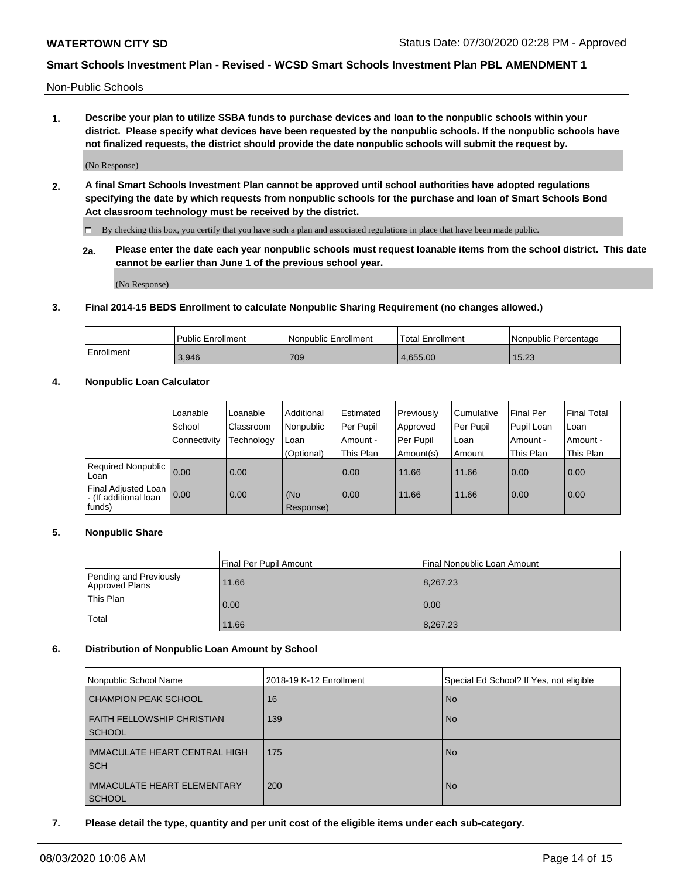Non-Public Schools

**1. Describe your plan to utilize SSBA funds to purchase devices and loan to the nonpublic schools within your district. Please specify what devices have been requested by the nonpublic schools. If the nonpublic schools have not finalized requests, the district should provide the date nonpublic schools will submit the request by.**

(No Response)

**2. A final Smart Schools Investment Plan cannot be approved until school authorities have adopted regulations specifying the date by which requests from nonpublic schools for the purchase and loan of Smart Schools Bond Act classroom technology must be received by the district.**

☐ By checking this box, you certify that you have such a plan and associated regulations in place that have been made public.

**2a. Please enter the date each year nonpublic schools must request loanable items from the school district. This date cannot be earlier than June 1 of the previous school year.**

(No Response)

**3. Final 2014-15 BEDS Enrollment to calculate Nonpublic Sharing Requirement (no changes allowed.)**

| | Public Enrollment | Nonpublic Enrollment | Total Enrollment | Nonpublic Percentage |
|---|---|---|---|---|
| Enrollment | 3,946 | 709 | 4,655.00 | 15.23 |

**4. Nonpublic Loan Calculator**

| | Loanable School Connectivity | Loanable Classroom Technology | Additional Nonpublic Loan (Optional) | Estimated Per Pupil Amount - This Plan | Previously Approved Per Pupil Amount(s) | Cumulative Per Pupil Loan Amount | Final Per Pupil Loan Amount - This Plan | Final Total Loan Amount - This Plan |
|---|---|---|---|---|---|---|---|---|
| Required Nonpublic Loan | 0.00 | 0.00 | | 0.00 | 11.66 | 11.66 | 0.00 | 0.00 |
| Final Adjusted Loan - (If additional loan funds) | 0.00 | 0.00 | (No Response) | 0.00 | 11.66 | 11.66 | 0.00 | 0.00 |

**5. Nonpublic Share**

| | Final Per Pupil Amount | Final Nonpublic Loan Amount |
|---|---|---|
| Pending and Previously Approved Plans | 11.66 | 8,267.23 |
| This Plan | 0.00 | 0.00 |
| Total | 11.66 | 8,267.23 |

**6. Distribution of Nonpublic Loan Amount by School**

| Nonpublic School Name | 2018-19 K-12 Enrollment | Special Ed School? If Yes, not eligible |
|---|---|---|
| CHAMPION PEAK SCHOOL | 16 | No |
| FAITH FELLOWSHIP CHRISTIAN SCHOOL | 139 | No |
| IMMACULATE HEART CENTRAL HIGH SCH | 175 | No |
| IMMACULATE HEART ELEMENTARY SCHOOL | 200 | No |

**7. Please detail the type, quantity and per unit cost of the eligible items under each sub-category.**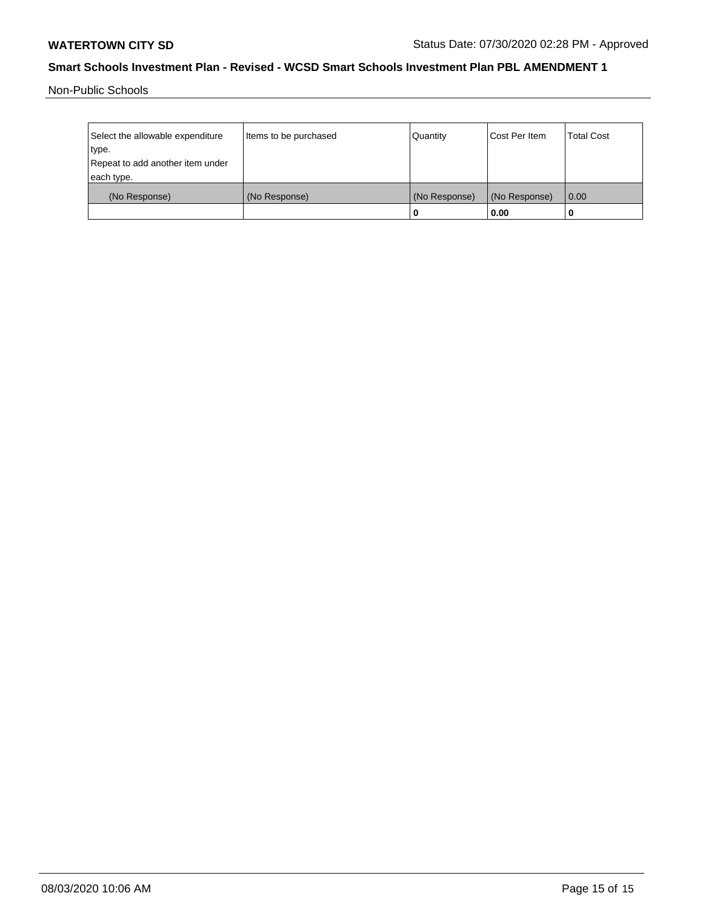Non-Public Schools

| Select the allowable expenditure type. Repeat to add another item under each type. | Items to be purchased | Quantity | Cost Per Item | Total Cost |
|---|---|---|---|---|
| (No Response) | (No Response) | (No Response) | (No Response) | 0.00 |
| | | **0** | **0.00** | **0** |